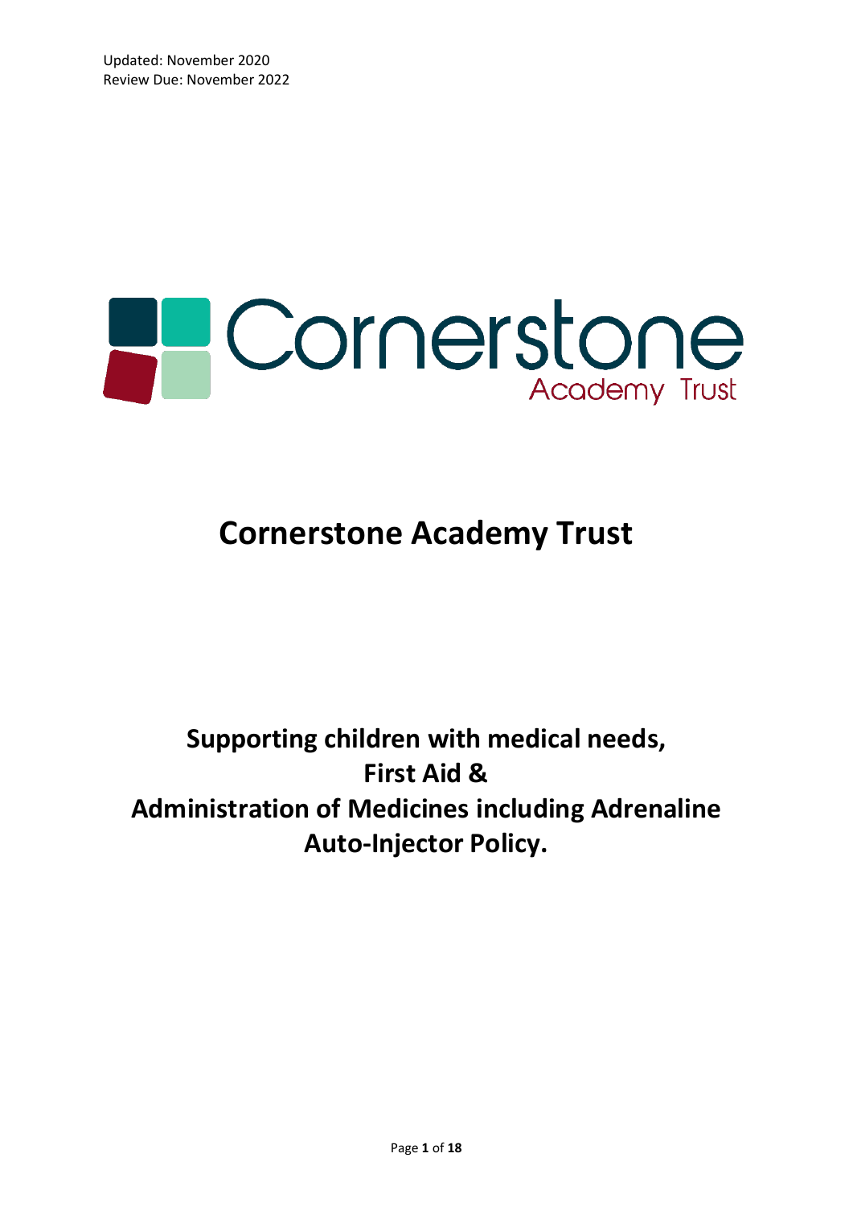Updated: November 2020
Review Due: November 2022

Cornerstone Academy Trust

# Cornerstone Academy Trust

## Supporting children with medical needs, First Aid & Administration of Medicines including Adrenaline Auto-Injector Policy.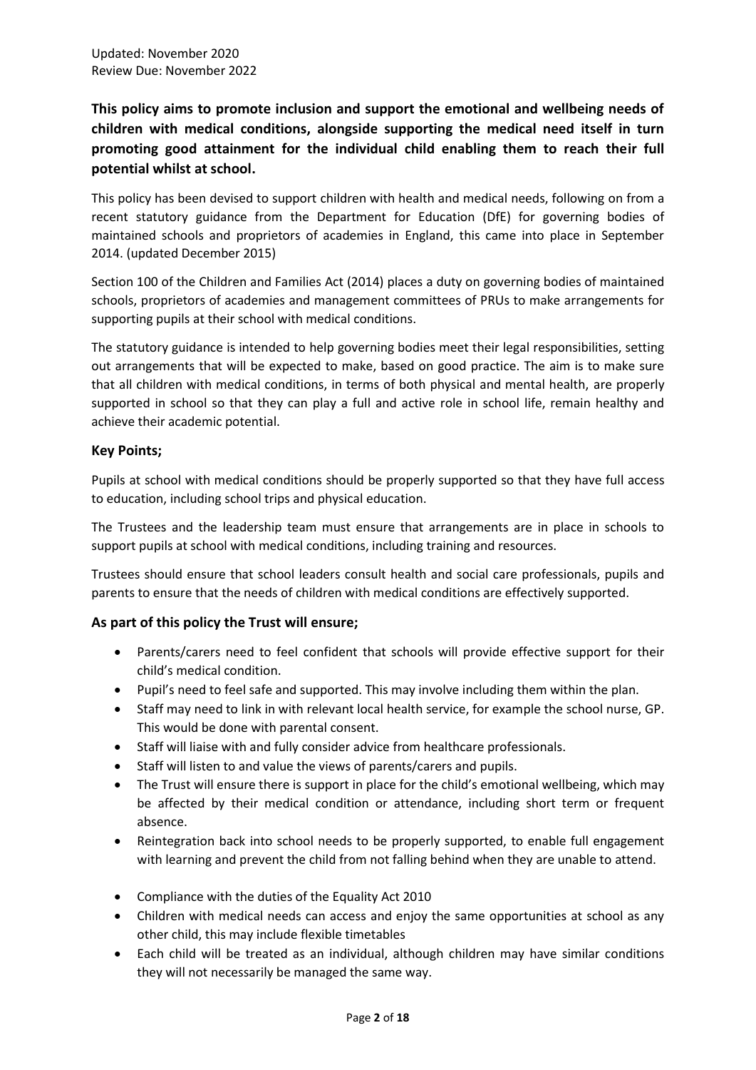Updated: November 2020
Review Due: November 2022

**This policy aims to promote inclusion and support the emotional and wellbeing needs of children with medical conditions, alongside supporting the medical need itself in turn promoting good attainment for the individual child enabling them to reach their full potential whilst at school.**

This policy has been devised to support children with health and medical needs, following on from a recent statutory guidance from the Department for Education (DfE) for governing bodies of maintained schools and proprietors of academies in England, this came into place in September 2014. (updated December 2015)

Section 100 of the Children and Families Act (2014) places a duty on governing bodies of maintained schools, proprietors of academies and management committees of PRUs to make arrangements for supporting pupils at their school with medical conditions.

The statutory guidance is intended to help governing bodies meet their legal responsibilities, setting out arrangements that will be expected to make, based on good practice. The aim is to make sure that all children with medical conditions, in terms of both physical and mental health, are properly supported in school so that they can play a full and active role in school life, remain healthy and achieve their academic potential.

### Key Points;

Pupils at school with medical conditions should be properly supported so that they have full access to education, including school trips and physical education.

The Trustees and the leadership team must ensure that arrangements are in place in schools to support pupils at school with medical conditions, including training and resources.

Trustees should ensure that school leaders consult health and social care professionals, pupils and parents to ensure that the needs of children with medical conditions are effectively supported.

### As part of this policy the Trust will ensure;

- Parents/carers need to feel confident that schools will provide effective support for their child's medical condition.
- Pupil's need to feel safe and supported. This may involve including them within the plan.
- Staff may need to link in with relevant local health service, for example the school nurse, GP. This would be done with parental consent.
- Staff will liaise with and fully consider advice from healthcare professionals.
- Staff will listen to and value the views of parents/carers and pupils.
- The Trust will ensure there is support in place for the child's emotional wellbeing, which may be affected by their medical condition or attendance, including short term or frequent absence.
- Reintegration back into school needs to be properly supported, to enable full engagement with learning and prevent the child from not falling behind when they are unable to attend.
- Compliance with the duties of the Equality Act 2010
- Children with medical needs can access and enjoy the same opportunities at school as any other child, this may include flexible timetables
- Each child will be treated as an individual, although children may have similar conditions they will not necessarily be managed the same way.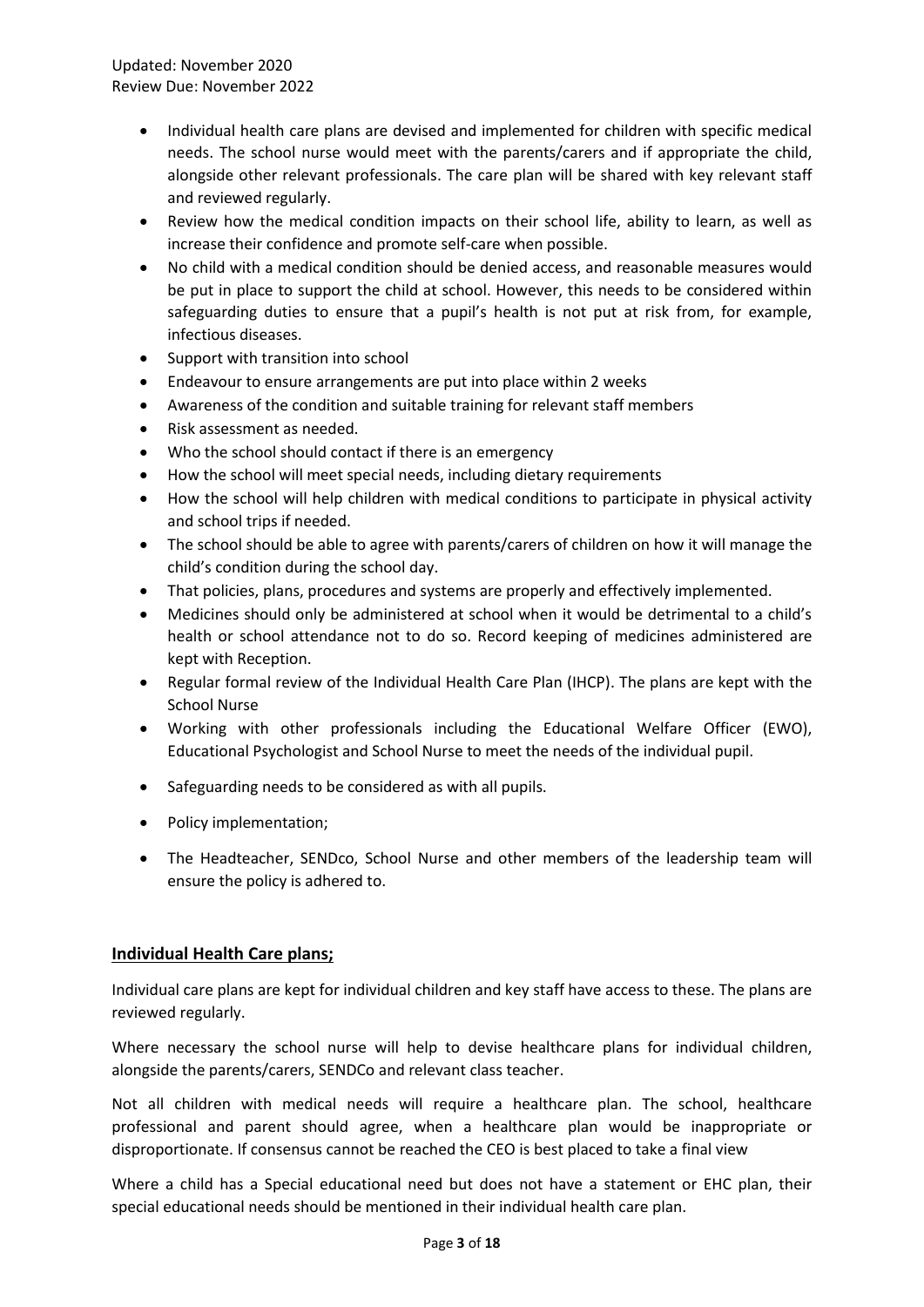- Individual health care plans are devised and implemented for children with specific medical needs. The school nurse would meet with the parents/carers and if appropriate the child, alongside other relevant professionals. The care plan will be shared with key relevant staff and reviewed regularly.
- Review how the medical condition impacts on their school life, ability to learn, as well as increase their confidence and promote self-care when possible.
- No child with a medical condition should be denied access, and reasonable measures would be put in place to support the child at school. However, this needs to be considered within safeguarding duties to ensure that a pupil's health is not put at risk from, for example, infectious diseases.
- Support with transition into school
- Endeavour to ensure arrangements are put into place within 2 weeks
- Awareness of the condition and suitable training for relevant staff members
- Risk assessment as needed.
- Who the school should contact if there is an emergency
- How the school will meet special needs, including dietary requirements
- How the school will help children with medical conditions to participate in physical activity and school trips if needed.
- The school should be able to agree with parents/carers of children on how it will manage the child's condition during the school day.
- That policies, plans, procedures and systems are properly and effectively implemented.
- Medicines should only be administered at school when it would be detrimental to a child's health or school attendance not to do so. Record keeping of medicines administered are kept with Reception.
- Regular formal review of the Individual Health Care Plan (IHCP). The plans are kept with the School Nurse
- Working with other professionals including the Educational Welfare Officer (EWO), Educational Psychologist and School Nurse to meet the needs of the individual pupil.
- Safeguarding needs to be considered as with all pupils.
- Policy implementation;
- The Headteacher, SENDco, School Nurse and other members of the leadership team will ensure the policy is adhered to.

## Individual Health Care plans;

Individual care plans are kept for individual children and key staff have access to these. The plans are reviewed regularly.

Where necessary the school nurse will help to devise healthcare plans for individual children, alongside the parents/carers, SENDCo and relevant class teacher.

Not all children with medical needs will require a healthcare plan. The school, healthcare professional and parent should agree, when a healthcare plan would be inappropriate or disproportionate. If consensus cannot be reached the CEO is best placed to take a final view

Where a child has a Special educational need but does not have a statement or EHC plan, their special educational needs should be mentioned in their individual health care plan.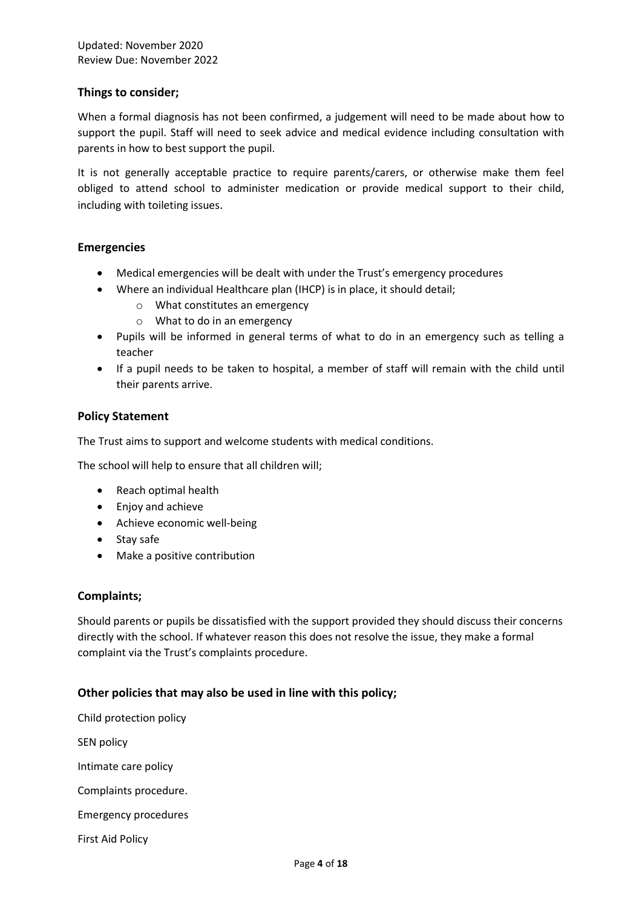### Things to consider;

When a formal diagnosis has not been confirmed, a judgement will need to be made about how to support the pupil. Staff will need to seek advice and medical evidence including consultation with parents in how to best support the pupil.

It is not generally acceptable practice to require parents/carers, or otherwise make them feel obliged to attend school to administer medication or provide medical support to their child, including with toileting issues.

### Emergencies

- Medical emergencies will be dealt with under the Trust's emergency procedures
- Where an individual Healthcare plan (IHCP) is in place, it should detail;
  - What constitutes an emergency
  - What to do in an emergency
- Pupils will be informed in general terms of what to do in an emergency such as telling a teacher
- If a pupil needs to be taken to hospital, a member of staff will remain with the child until their parents arrive.

### Policy Statement

The Trust aims to support and welcome students with medical conditions.

The school will help to ensure that all children will;

- Reach optimal health
- Enjoy and achieve
- Achieve economic well-being
- Stay safe
- Make a positive contribution

### Complaints;

Should parents or pupils be dissatisfied with the support provided they should discuss their concerns directly with the school. If whatever reason this does not resolve the issue, they make a formal complaint via the Trust's complaints procedure.

### Other policies that may also be used in line with this policy;

Child protection policy

SEN policy

Intimate care policy

Complaints procedure.

Emergency procedures

First Aid Policy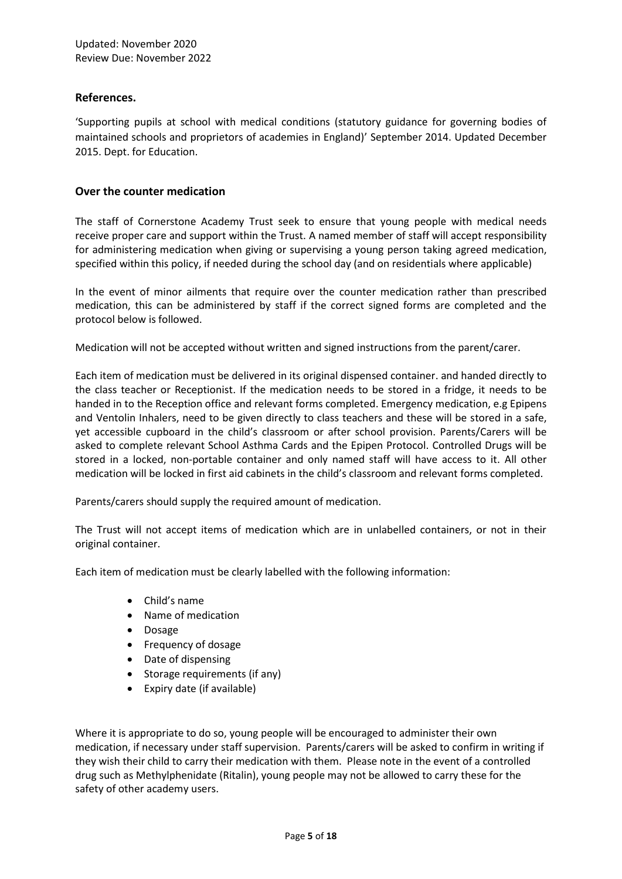## References.

'Supporting pupils at school with medical conditions (statutory guidance for governing bodies of maintained schools and proprietors of academies in England)' September 2014. Updated December 2015. Dept. for Education.

## Over the counter medication

The staff of Cornerstone Academy Trust seek to ensure that young people with medical needs receive proper care and support within the Trust. A named member of staff will accept responsibility for administering medication when giving or supervising a young person taking agreed medication, specified within this policy, if needed during the school day (and on residentials where applicable)

In the event of minor ailments that require over the counter medication rather than prescribed medication, this can be administered by staff if the correct signed forms are completed and the protocol below is followed.

Medication will not be accepted without written and signed instructions from the parent/carer.

Each item of medication must be delivered in its original dispensed container. and handed directly to the class teacher or Receptionist. If the medication needs to be stored in a fridge, it needs to be handed in to the Reception office and relevant forms completed. Emergency medication, e.g Epipens and Ventolin Inhalers, need to be given directly to class teachers and these will be stored in a safe, yet accessible cupboard in the child's classroom or after school provision. Parents/Carers will be asked to complete relevant School Asthma Cards and the Epipen Protocol. Controlled Drugs will be stored in a locked, non-portable container and only named staff will have access to it. All other medication will be locked in first aid cabinets in the child's classroom and relevant forms completed.

Parents/carers should supply the required amount of medication.

The Trust will not accept items of medication which are in unlabelled containers, or not in their original container.

Each item of medication must be clearly labelled with the following information:

- Child's name
- Name of medication
- Dosage
- Frequency of dosage
- Date of dispensing
- Storage requirements (if any)
- Expiry date (if available)

Where it is appropriate to do so, young people will be encouraged to administer their own medication, if necessary under staff supervision. Parents/carers will be asked to confirm in writing if they wish their child to carry their medication with them. Please note in the event of a controlled drug such as Methylphenidate (Ritalin), young people may not be allowed to carry these for the safety of other academy users.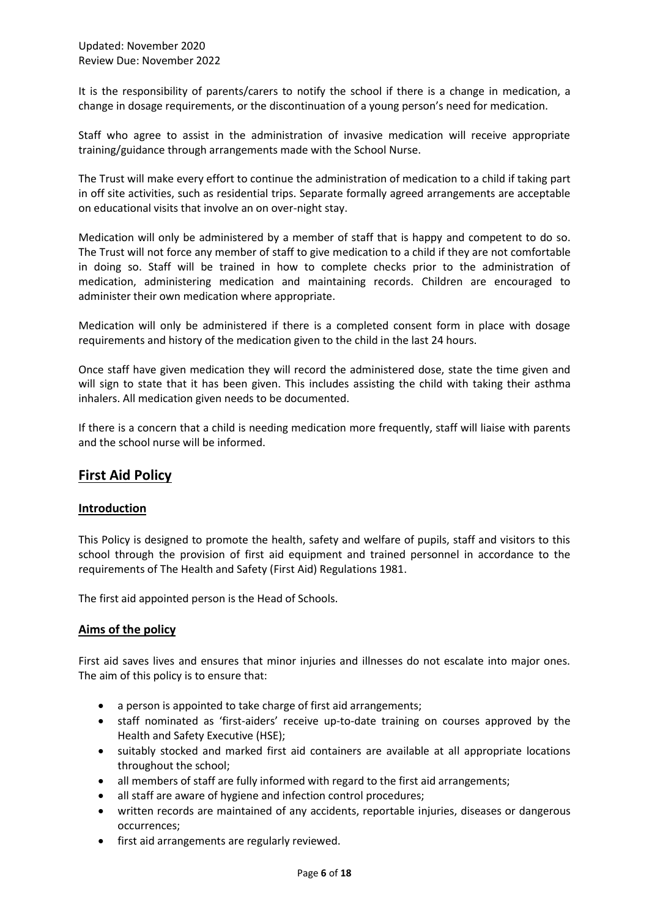It is the responsibility of parents/carers to notify the school if there is a change in medication, a change in dosage requirements, or the discontinuation of a young person's need for medication.

Staff who agree to assist in the administration of invasive medication will receive appropriate training/guidance through arrangements made with the School Nurse.

The Trust will make every effort to continue the administration of medication to a child if taking part in off site activities, such as residential trips. Separate formally agreed arrangements are acceptable on educational visits that involve an on over-night stay.

Medication will only be administered by a member of staff that is happy and competent to do so. The Trust will not force any member of staff to give medication to a child if they are not comfortable in doing so. Staff will be trained in how to complete checks prior to the administration of medication, administering medication and maintaining records. Children are encouraged to administer their own medication where appropriate.

Medication will only be administered if there is a completed consent form in place with dosage requirements and history of the medication given to the child in the last 24 hours.

Once staff have given medication they will record the administered dose, state the time given and will sign to state that it has been given. This includes assisting the child with taking their asthma inhalers. All medication given needs to be documented.

If there is a concern that a child is needing medication more frequently, staff will liaise with parents and the school nurse will be informed.

## First Aid Policy

### Introduction

This Policy is designed to promote the health, safety and welfare of pupils, staff and visitors to this school through the provision of first aid equipment and trained personnel in accordance to the requirements of The Health and Safety (First Aid) Regulations 1981.

The first aid appointed person is the Head of Schools.

### Aims of the policy

First aid saves lives and ensures that minor injuries and illnesses do not escalate into major ones. The aim of this policy is to ensure that:

- a person is appointed to take charge of first aid arrangements;
- staff nominated as 'first-aiders' receive up-to-date training on courses approved by the Health and Safety Executive (HSE);
- suitably stocked and marked first aid containers are available at all appropriate locations throughout the school;
- all members of staff are fully informed with regard to the first aid arrangements;
- all staff are aware of hygiene and infection control procedures;
- written records are maintained of any accidents, reportable injuries, diseases or dangerous occurrences;
- first aid arrangements are regularly reviewed.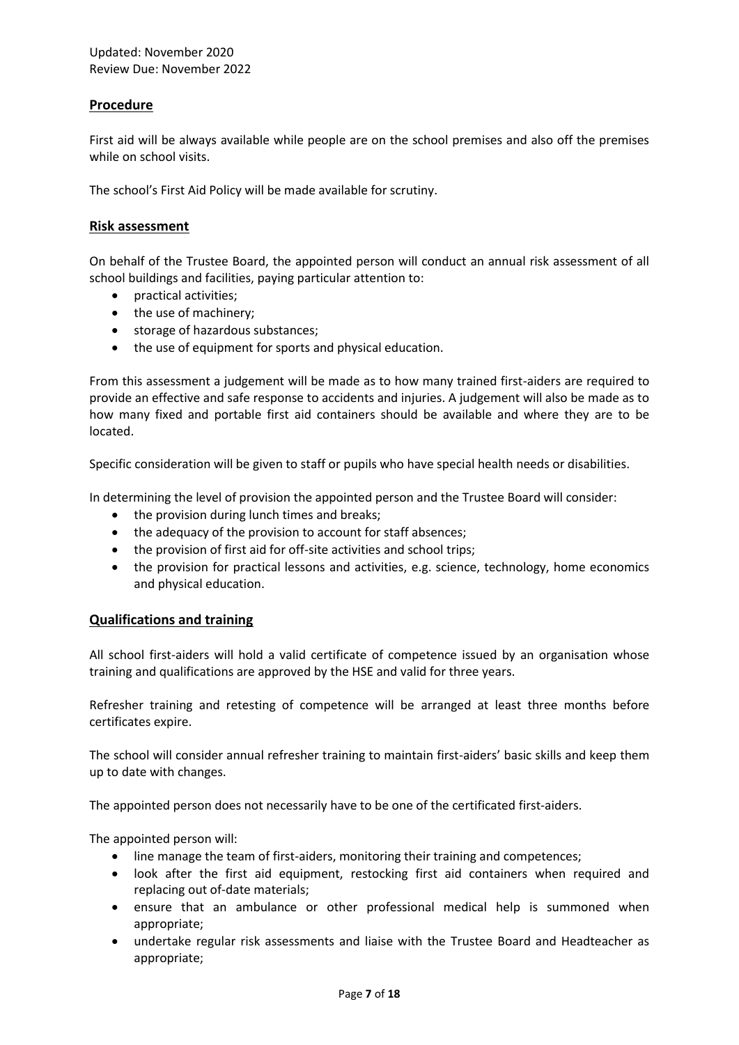Updated: November 2020
Review Due: November 2022

## Procedure

First aid will be always available while people are on the school premises and also off the premises while on school visits.

The school's First Aid Policy will be made available for scrutiny.

## Risk assessment

On behalf of the Trustee Board, the appointed person will conduct an annual risk assessment of all school buildings and facilities, paying particular attention to:

- practical activities;
- the use of machinery;
- storage of hazardous substances;
- the use of equipment for sports and physical education.

From this assessment a judgement will be made as to how many trained first-aiders are required to provide an effective and safe response to accidents and injuries. A judgement will also be made as to how many fixed and portable first aid containers should be available and where they are to be located.

Specific consideration will be given to staff or pupils who have special health needs or disabilities.

In determining the level of provision the appointed person and the Trustee Board will consider:

- the provision during lunch times and breaks;
- the adequacy of the provision to account for staff absences;
- the provision of first aid for off-site activities and school trips;
- the provision for practical lessons and activities, e.g. science, technology, home economics and physical education.

## Qualifications and training

All school first-aiders will hold a valid certificate of competence issued by an organisation whose training and qualifications are approved by the HSE and valid for three years.

Refresher training and retesting of competence will be arranged at least three months before certificates expire.

The school will consider annual refresher training to maintain first-aiders' basic skills and keep them up to date with changes.

The appointed person does not necessarily have to be one of the certificated first-aiders.

The appointed person will:

- line manage the team of first-aiders, monitoring their training and competences;
- look after the first aid equipment, restocking first aid containers when required and replacing out of-date materials;
- ensure that an ambulance or other professional medical help is summoned when appropriate;
- undertake regular risk assessments and liaise with the Trustee Board and Headteacher as appropriate;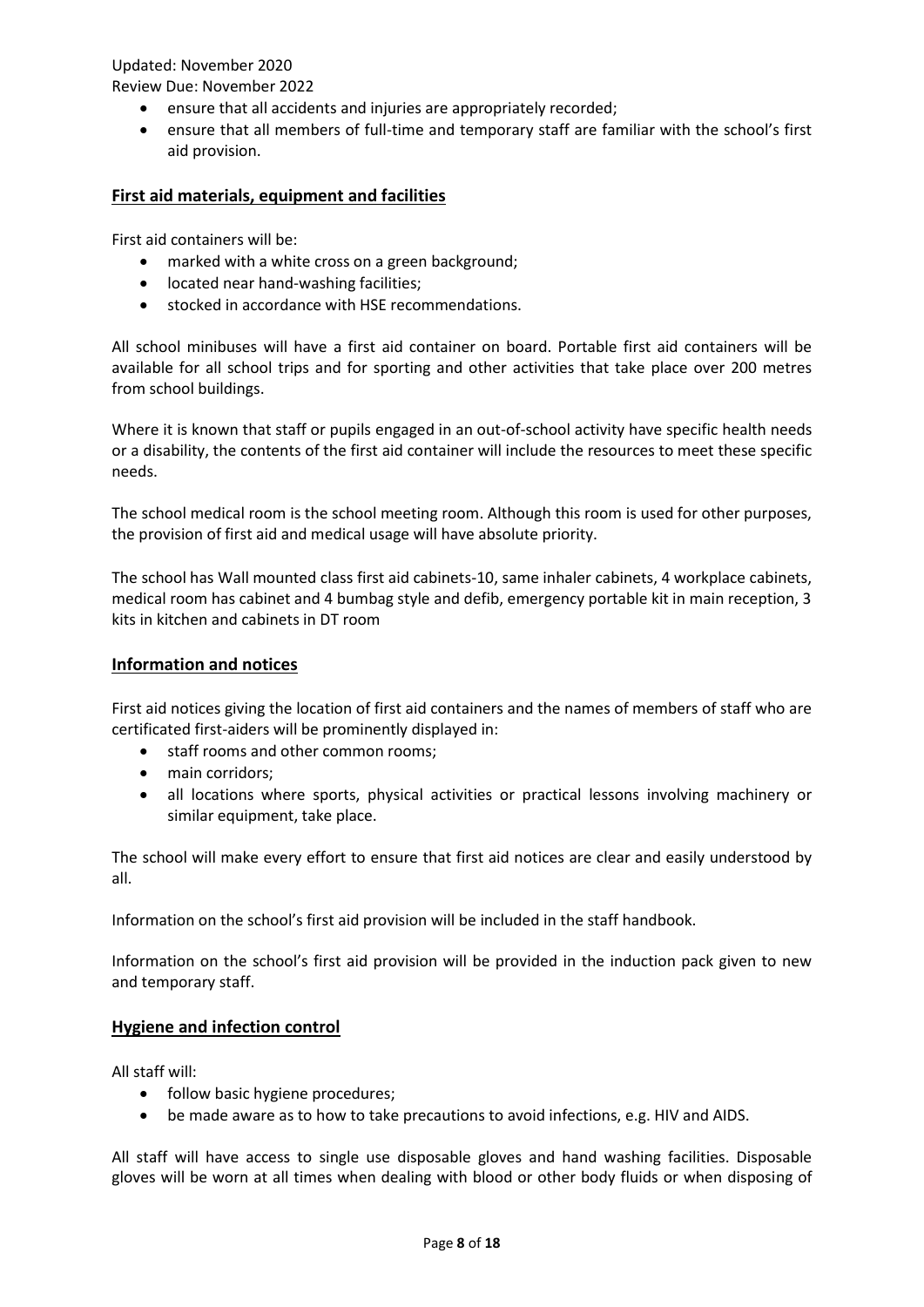- ensure that all accidents and injuries are appropriately recorded;
- ensure that all members of full-time and temporary staff are familiar with the school's first aid provision.

## First aid materials, equipment and facilities

First aid containers will be:

- marked with a white cross on a green background;
- located near hand-washing facilities;
- stocked in accordance with HSE recommendations.

All school minibuses will have a first aid container on board. Portable first aid containers will be available for all school trips and for sporting and other activities that take place over 200 metres from school buildings.

Where it is known that staff or pupils engaged in an out-of-school activity have specific health needs or a disability, the contents of the first aid container will include the resources to meet these specific needs.

The school medical room is the school meeting room. Although this room is used for other purposes, the provision of first aid and medical usage will have absolute priority.

The school has Wall mounted class first aid cabinets-10, same inhaler cabinets, 4 workplace cabinets, medical room has cabinet and 4 bumbag style and defib, emergency portable kit in main reception, 3 kits in kitchen and cabinets in DT room

## Information and notices

First aid notices giving the location of first aid containers and the names of members of staff who are certificated first-aiders will be prominently displayed in:

- staff rooms and other common rooms;
- main corridors;
- all locations where sports, physical activities or practical lessons involving machinery or similar equipment, take place.

The school will make every effort to ensure that first aid notices are clear and easily understood by all.

Information on the school's first aid provision will be included in the staff handbook.

Information on the school's first aid provision will be provided in the induction pack given to new and temporary staff.

## Hygiene and infection control

All staff will:

- follow basic hygiene procedures;
- be made aware as to how to take precautions to avoid infections, e.g. HIV and AIDS.

All staff will have access to single use disposable gloves and hand washing facilities. Disposable gloves will be worn at all times when dealing with blood or other body fluids or when disposing of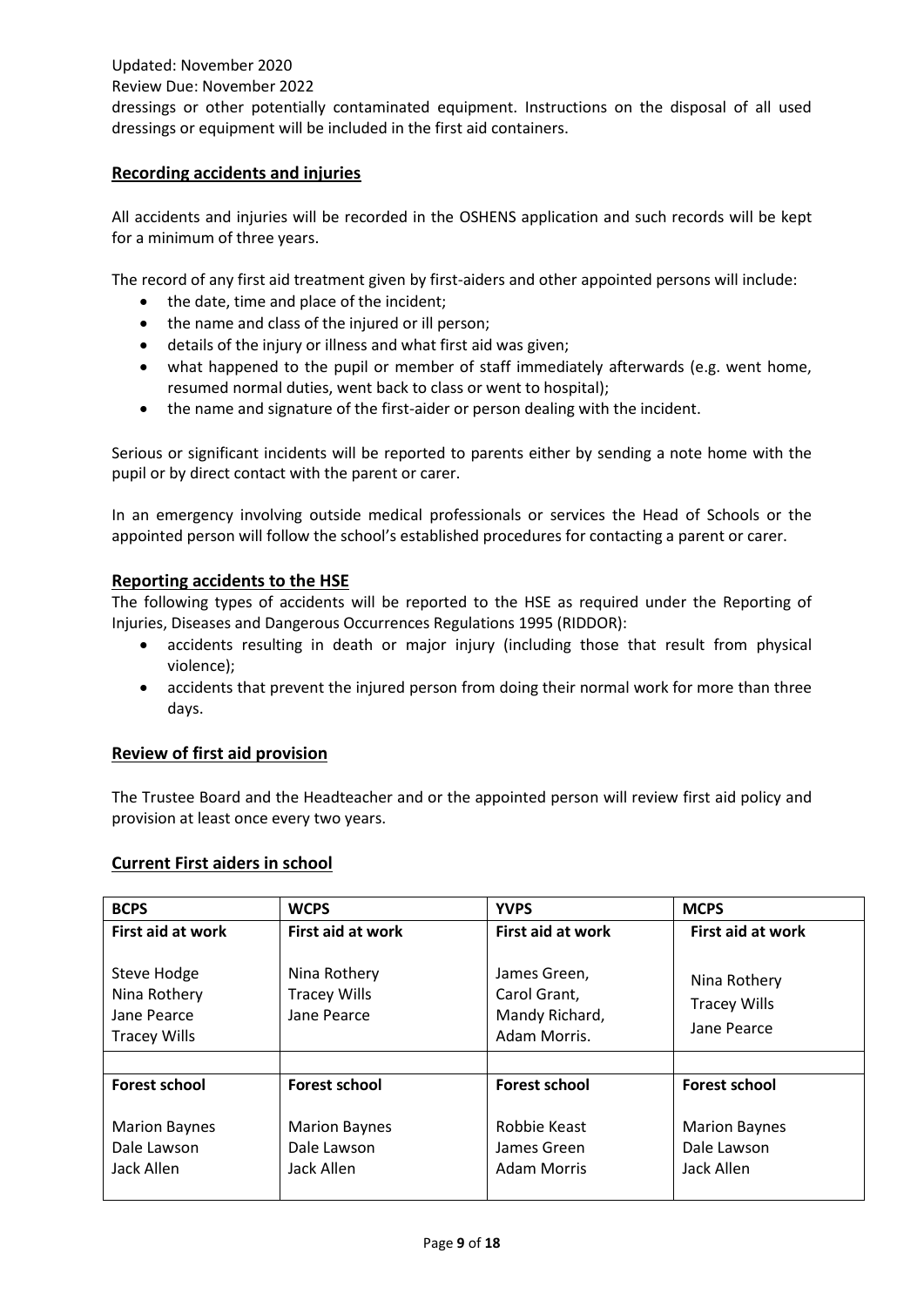dressings or other potentially contaminated equipment. Instructions on the disposal of all used dressings or equipment will be included in the first aid containers.

## Recording accidents and injuries

All accidents and injuries will be recorded in the OSHENS application and such records will be kept for a minimum of three years.

The record of any first aid treatment given by first-aiders and other appointed persons will include:

- the date, time and place of the incident;
- the name and class of the injured or ill person;
- details of the injury or illness and what first aid was given;
- what happened to the pupil or member of staff immediately afterwards (e.g. went home, resumed normal duties, went back to class or went to hospital);
- the name and signature of the first-aider or person dealing with the incident.

Serious or significant incidents will be reported to parents either by sending a note home with the pupil or by direct contact with the parent or carer.

In an emergency involving outside medical professionals or services the Head of Schools or the appointed person will follow the school's established procedures for contacting a parent or carer.

## Reporting accidents to the HSE

The following types of accidents will be reported to the HSE as required under the Reporting of Injuries, Diseases and Dangerous Occurrences Regulations 1995 (RIDDOR):

- accidents resulting in death or major injury (including those that result from physical violence);
- accidents that prevent the injured person from doing their normal work for more than three days.

## Review of first aid provision

The Trustee Board and the Headteacher and or the appointed person will review first aid policy and provision at least once every two years.

## Current First aiders in school

| BCPS | WCPS | YVPS | MCPS |
| --- | --- | --- | --- |
| **First aid at work** | **First aid at work** | **First aid at work** | **First aid at work** |
| Steve Hodge<br>Nina Rothery<br>Jane Pearce<br>Tracey Wills | Nina Rothery<br>Tracey Wills<br>Jane Pearce | James Green,<br>Carol Grant,<br>Mandy Richard,<br>Adam Morris. | Nina Rothery<br>Tracey Wills<br>Jane Pearce |
| | | | |
| **Forest school** | **Forest school** | **Forest school** | **Forest school** |
| Marion Baynes<br>Dale Lawson<br>Jack Allen | Marion Baynes<br>Dale Lawson<br>Jack Allen | Robbie Keast<br>James Green<br>Adam Morris | Marion Baynes<br>Dale Lawson<br>Jack Allen |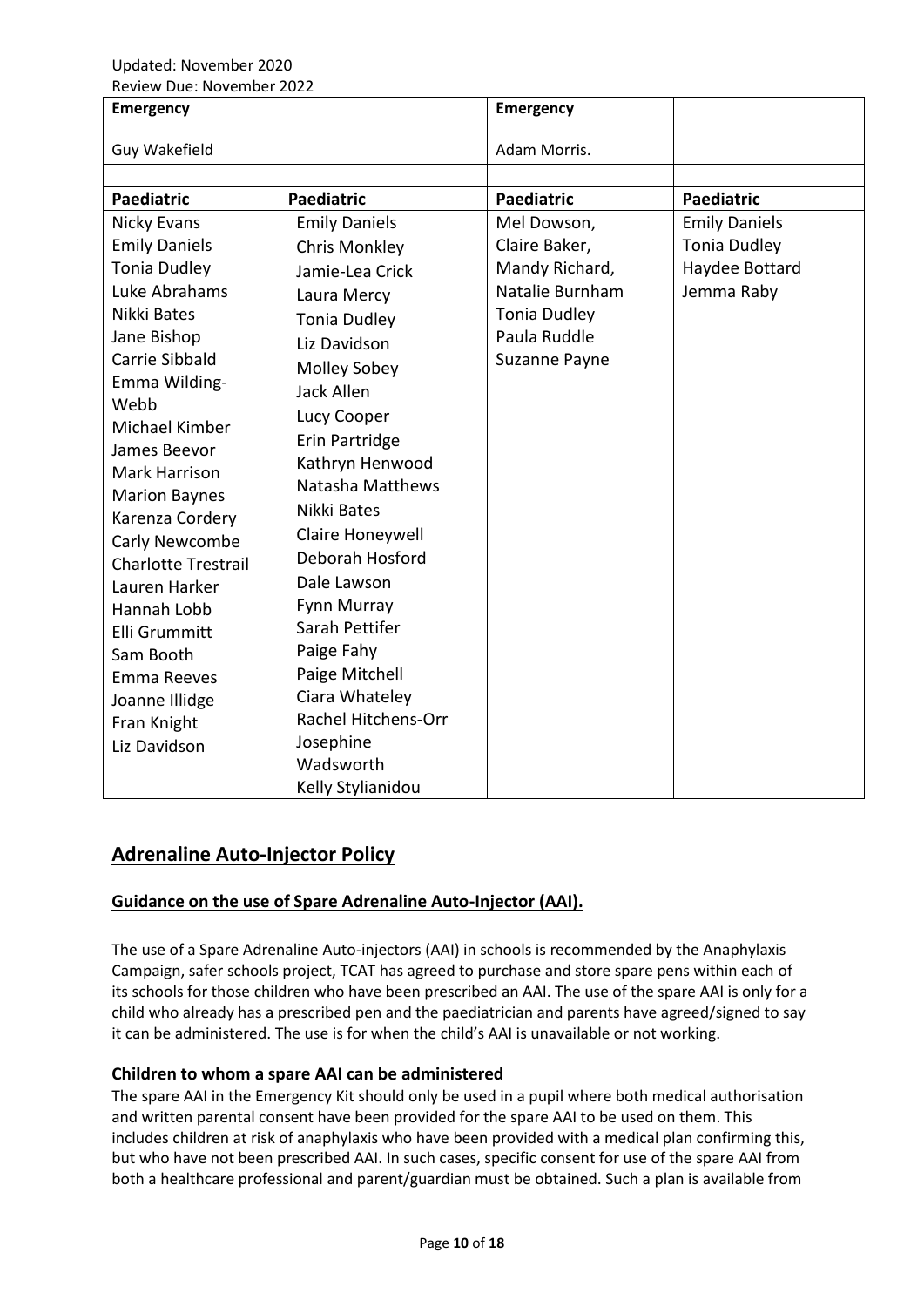| Emergency | | Emergency | |
|---|---|---|---|
| Guy Wakefield | | Adam Morris. | |
| | | | |
| **Paediatric** | **Paediatric** | **Paediatric** | **Paediatric** |
| Nicky Evans<br>Emily Daniels<br>Tonia Dudley<br>Luke Abrahams<br>Nikki Bates<br>Jane Bishop<br>Carrie Sibbald<br>Emma Wilding-Webb<br>Michael Kimber<br>James Beevor<br>Mark Harrison<br>Marion Baynes<br>Karenza Cordery<br>Carly Newcombe<br>Charlotte Trestrail<br>Lauren Harker<br>Hannah Lobb<br>Elli Grummitt<br>Sam Booth<br>Emma Reeves<br>Joanne Illidge<br>Fran Knight<br>Liz Davidson | Emily Daniels<br>Chris Monkley<br>Jamie-Lea Crick<br>Laura Mercy<br>Tonia Dudley<br>Liz Davidson<br>Molley Sobey<br>Jack Allen<br>Lucy Cooper<br>Erin Partridge<br>Kathryn Henwood<br>Natasha Matthews<br>Nikki Bates<br>Claire Honeywell<br>Deborah Hosford<br>Dale Lawson<br>Fynn Murray<br>Sarah Pettifer<br>Paige Fahy<br>Paige Mitchell<br>Ciara Whateley<br>Rachel Hitchens-Orr<br>Josephine Wadsworth<br>Kelly Stylianidou | Mel Dowson,<br>Claire Baker,<br>Mandy Richard,<br>Natalie Burnham<br>Tonia Dudley<br>Paula Ruddle<br>Suzanne Payne | Emily Daniels<br>Tonia Dudley<br>Haydee Bottard<br>Jemma Raby |

## Adrenaline Auto-Injector Policy

### Guidance on the use of Spare Adrenaline Auto-Injector (AAI).

The use of a Spare Adrenaline Auto-injectors (AAI) in schools is recommended by the Anaphylaxis Campaign, safer schools project, TCAT has agreed to purchase and store spare pens within each of its schools for those children who have been prescribed an AAI. The use of the spare AAI is only for a child who already has a prescribed pen and the paediatrician and parents have agreed/signed to say it can be administered. The use is for when the child's AAI is unavailable or not working.

#### Children to whom a spare AAI can be administered

The spare AAI in the Emergency Kit should only be used in a pupil where both medical authorisation and written parental consent have been provided for the spare AAI to be used on them. This includes children at risk of anaphylaxis who have been provided with a medical plan confirming this, but who have not been prescribed AAI. In such cases, specific consent for use of the spare AAI from both a healthcare professional and parent/guardian must be obtained. Such a plan is available from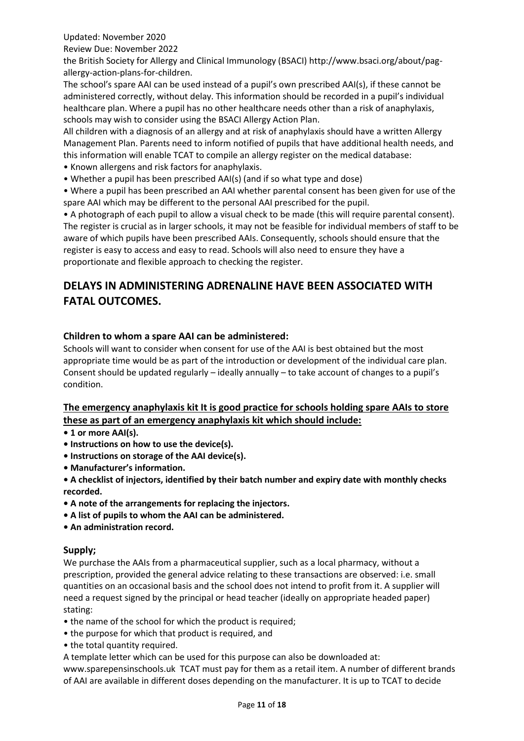the British Society for Allergy and Clinical Immunology (BSACI) http://www.bsaci.org/about/pag-allergy-action-plans-for-children.

The school's spare AAI can be used instead of a pupil's own prescribed AAI(s), if these cannot be administered correctly, without delay. This information should be recorded in a pupil's individual healthcare plan. Where a pupil has no other healthcare needs other than a risk of anaphylaxis, schools may wish to consider using the BSACI Allergy Action Plan.

All children with a diagnosis of an allergy and at risk of anaphylaxis should have a written Allergy Management Plan. Parents need to inform notified of pupils that have additional health needs, and this information will enable TCAT to compile an allergy register on the medical database:

- Known allergens and risk factors for anaphylaxis.
- Whether a pupil has been prescribed AAI(s) (and if so what type and dose)
- Where a pupil has been prescribed an AAI whether parental consent has been given for use of the spare AAI which may be different to the personal AAI prescribed for the pupil.
- A photograph of each pupil to allow a visual check to be made (this will require parental consent).

The register is crucial as in larger schools, it may not be feasible for individual members of staff to be aware of which pupils have been prescribed AAIs. Consequently, schools should ensure that the register is easy to access and easy to read. Schools will also need to ensure they have a proportionate and flexible approach to checking the register.

## DELAYS IN ADMINISTERING ADRENALINE HAVE BEEN ASSOCIATED WITH FATAL OUTCOMES.

### Children to whom a spare AAI can be administered:

Schools will want to consider when consent for use of the AAI is best obtained but the most appropriate time would be as part of the introduction or development of the individual care plan. Consent should be updated regularly – ideally annually – to take account of changes to a pupil's condition.

### The emergency anaphylaxis kit It is good practice for schools holding spare AAIs to store these as part of an emergency anaphylaxis kit which should include:

- **1 or more AAI(s).**
- **Instructions on how to use the device(s).**
- **Instructions on storage of the AAI device(s).**
- **Manufacturer's information.**
- **A checklist of injectors, identified by their batch number and expiry date with monthly checks recorded.**
- **A note of the arrangements for replacing the injectors.**
- **A list of pupils to whom the AAI can be administered.**
- **An administration record.**

### Supply;

We purchase the AAIs from a pharmaceutical supplier, such as a local pharmacy, without a prescription, provided the general advice relating to these transactions are observed: i.e. small quantities on an occasional basis and the school does not intend to profit from it. A supplier will need a request signed by the principal or head teacher (ideally on appropriate headed paper) stating:

- the name of the school for which the product is required;
- the purpose for which that product is required, and
- the total quantity required.

A template letter which can be used for this purpose can also be downloaded at: www.sparepensinschools.uk TCAT must pay for them as a retail item. A number of different brands of AAI are available in different doses depending on the manufacturer. It is up to TCAT to decide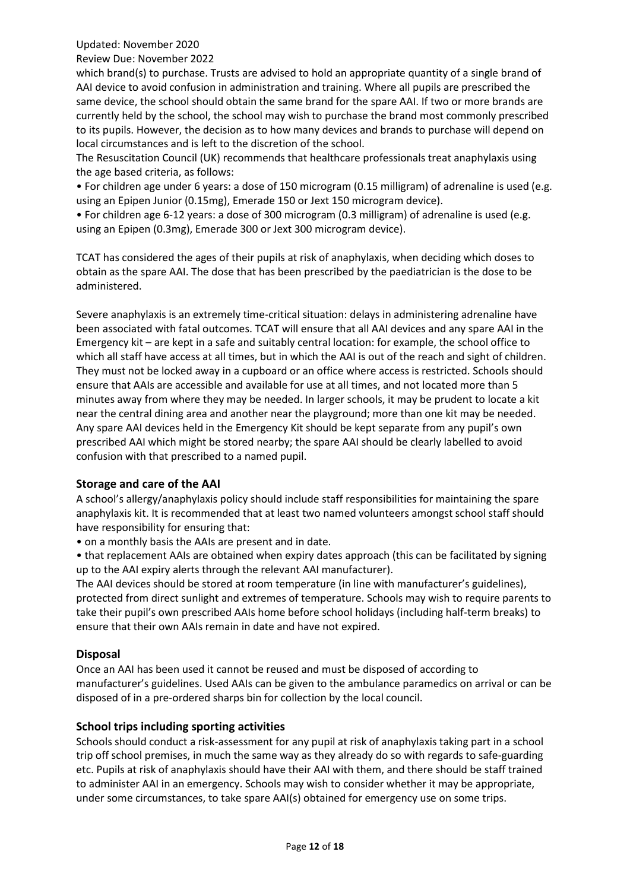which brand(s) to purchase. Trusts are advised to hold an appropriate quantity of a single brand of AAI device to avoid confusion in administration and training. Where all pupils are prescribed the same device, the school should obtain the same brand for the spare AAI. If two or more brands are currently held by the school, the school may wish to purchase the brand most commonly prescribed to its pupils. However, the decision as to how many devices and brands to purchase will depend on local circumstances and is left to the discretion of the school.

The Resuscitation Council (UK) recommends that healthcare professionals treat anaphylaxis using the age based criteria, as follows:

- For children age under 6 years: a dose of 150 microgram (0.15 milligram) of adrenaline is used (e.g. using an Epipen Junior (0.15mg), Emerade 150 or Jext 150 microgram device).
- For children age 6-12 years: a dose of 300 microgram (0.3 milligram) of adrenaline is used (e.g. using an Epipen (0.3mg), Emerade 300 or Jext 300 microgram device).

TCAT has considered the ages of their pupils at risk of anaphylaxis, when deciding which doses to obtain as the spare AAI. The dose that has been prescribed by the paediatrician is the dose to be administered.

Severe anaphylaxis is an extremely time-critical situation: delays in administering adrenaline have been associated with fatal outcomes. TCAT will ensure that all AAI devices and any spare AAI in the Emergency kit – are kept in a safe and suitably central location: for example, the school office to which all staff have access at all times, but in which the AAI is out of the reach and sight of children. They must not be locked away in a cupboard or an office where access is restricted. Schools should ensure that AAIs are accessible and available for use at all times, and not located more than 5 minutes away from where they may be needed. In larger schools, it may be prudent to locate a kit near the central dining area and another near the playground; more than one kit may be needed. Any spare AAI devices held in the Emergency Kit should be kept separate from any pupil's own prescribed AAI which might be stored nearby; the spare AAI should be clearly labelled to avoid confusion with that prescribed to a named pupil.

### Storage and care of the AAI

A school's allergy/anaphylaxis policy should include staff responsibilities for maintaining the spare anaphylaxis kit. It is recommended that at least two named volunteers amongst school staff should have responsibility for ensuring that:

- on a monthly basis the AAIs are present and in date.
- that replacement AAIs are obtained when expiry dates approach (this can be facilitated by signing up to the AAI expiry alerts through the relevant AAI manufacturer).

The AAI devices should be stored at room temperature (in line with manufacturer's guidelines), protected from direct sunlight and extremes of temperature. Schools may wish to require parents to take their pupil's own prescribed AAIs home before school holidays (including half-term breaks) to ensure that their own AAIs remain in date and have not expired.

### Disposal

Once an AAI has been used it cannot be reused and must be disposed of according to manufacturer's guidelines. Used AAIs can be given to the ambulance paramedics on arrival or can be disposed of in a pre-ordered sharps bin for collection by the local council.

### School trips including sporting activities

Schools should conduct a risk-assessment for any pupil at risk of anaphylaxis taking part in a school trip off school premises, in much the same way as they already do so with regards to safe-guarding etc. Pupils at risk of anaphylaxis should have their AAI with them, and there should be staff trained to administer AAI in an emergency. Schools may wish to consider whether it may be appropriate, under some circumstances, to take spare AAI(s) obtained for emergency use on some trips.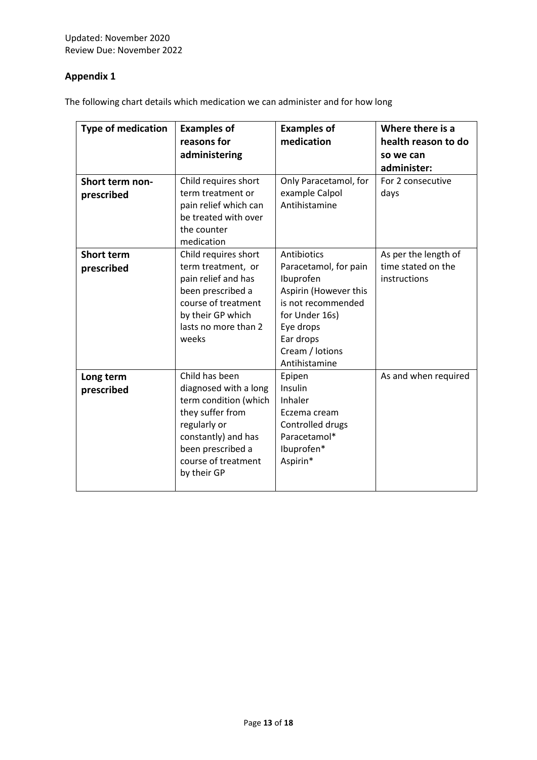Updated: November 2020
Review Due: November 2022

## Appendix 1

The following chart details which medication we can administer and for how long

| Type of medication | Examples of reasons for administering | Examples of medication | Where there is a health reason to do so we can administer: |
|---|---|---|---|
| **Short term non-prescribed** | Child requires short term treatment or pain relief which can be treated with over the counter medication | Only Paracetamol, for example Calpol<br>Antihistamine | For 2 consecutive days |
| **Short term prescribed** | Child requires short term treatment, or pain relief and has been prescribed a course of treatment by their GP which lasts no more than 2 weeks | Antibiotics<br>Paracetamol, for pain<br>Ibuprofen<br>Aspirin (However this is not recommended for Under 16s)<br>Eye drops<br>Ear drops<br>Cream / lotions<br>Antihistamine | As per the length of time stated on the instructions |
| **Long term prescribed** | Child has been diagnosed with a long term condition (which they suffer from regularly or constantly) and has been prescribed a course of treatment by their GP | Epipen<br>Insulin<br>Inhaler<br>Eczema cream<br>Controlled drugs<br>Paracetamol*<br>Ibuprofen*<br>Aspirin* | As and when required |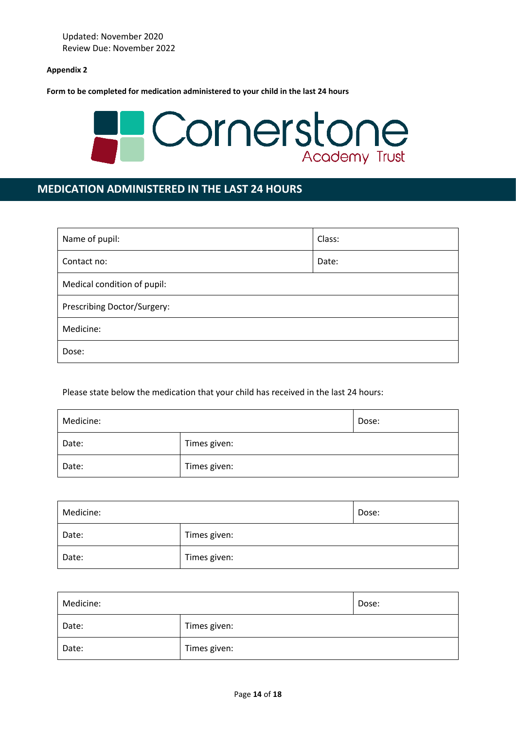Updated: November 2020
Review Due: November 2022

**Appendix 2**

**Form to be completed for medication administered to your child in the last 24 hours**

Cornerstone Academy Trust

## MEDICATION ADMINISTERED IN THE LAST 24 HOURS

| Name of pupil: | Class: |
|---|---|
| Contact no: | Date: |
| Medical condition of pupil: | |
| Prescribing Doctor/Surgery: | |
| Medicine: | |
| Dose: | |

Please state below the medication that your child has received in the last 24 hours:

| Medicine: | | Dose: |
|---|---|---|
| Date: | Times given: | |
| Date: | Times given: | |

| Medicine: | | Dose: |
|---|---|---|
| Date: | Times given: | |
| Date: | Times given: | |

| Medicine: | | Dose: |
|---|---|---|
| Date: | Times given: | |
| Date: | Times given: | |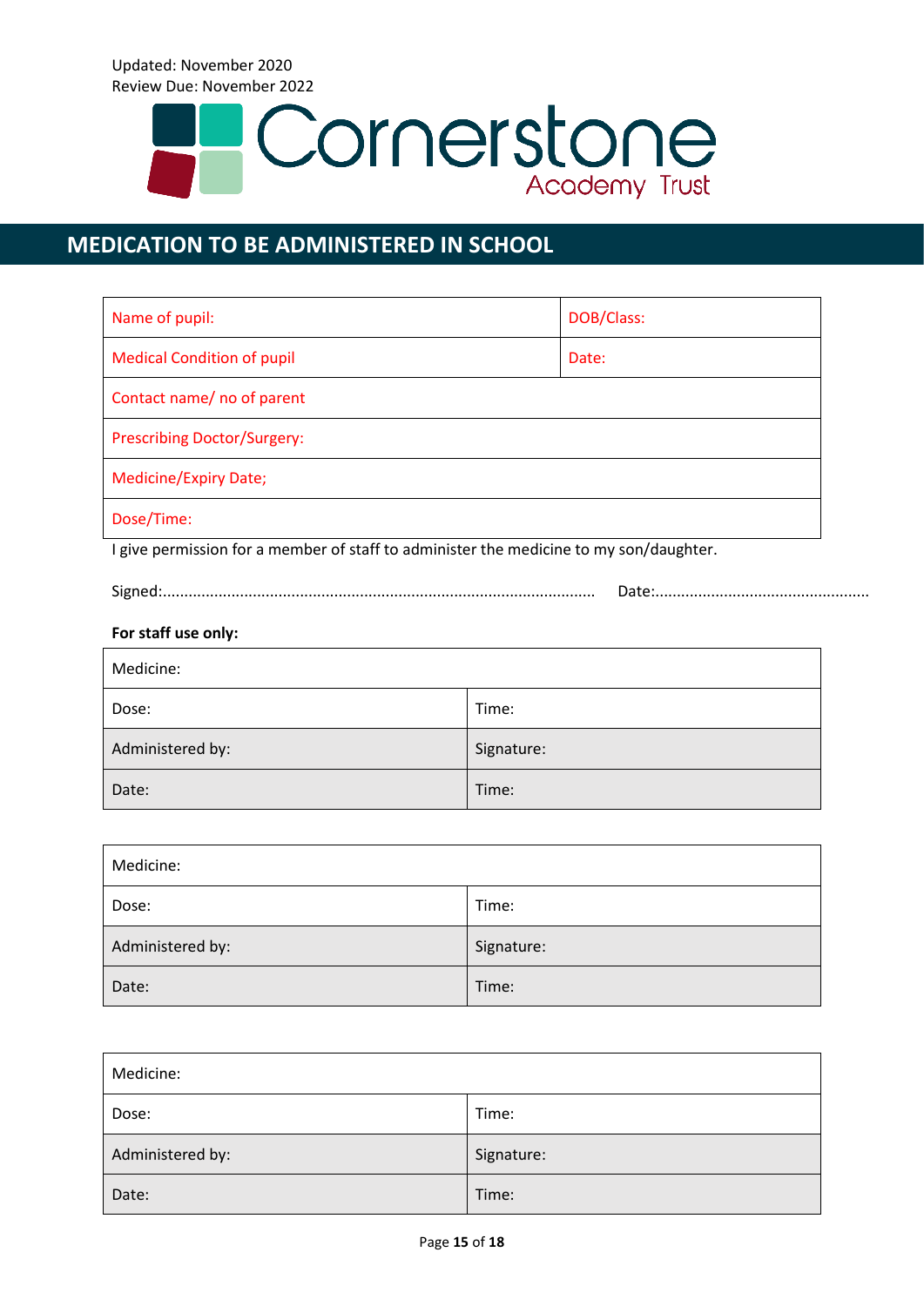Updated: November 2020
Review Due: November 2022

Cornerstone Academy Trust

## MEDICATION TO BE ADMINISTERED IN SCHOOL

| Name of pupil: | DOB/Class: |
| --- | --- |
| Medical Condition of pupil | Date: |
| Contact name/ no of parent | |
| Prescribing Doctor/Surgery: | |
| Medicine/Expiry Date; | |
| Dose/Time: | |

I give permission for a member of staff to administer the medicine to my son/daughter.

Signed:.................................................................................................. Date:..................................................

**For staff use only:**

| Medicine: | |
| --- | --- |
| Dose: | Time: |
| Administered by: | Signature: |
| Date: | Time: |

| Medicine: | |
| --- | --- |
| Dose: | Time: |
| Administered by: | Signature: |
| Date: | Time: |

| Medicine: | |
| --- | --- |
| Dose: | Time: |
| Administered by: | Signature: |
| Date: | Time: |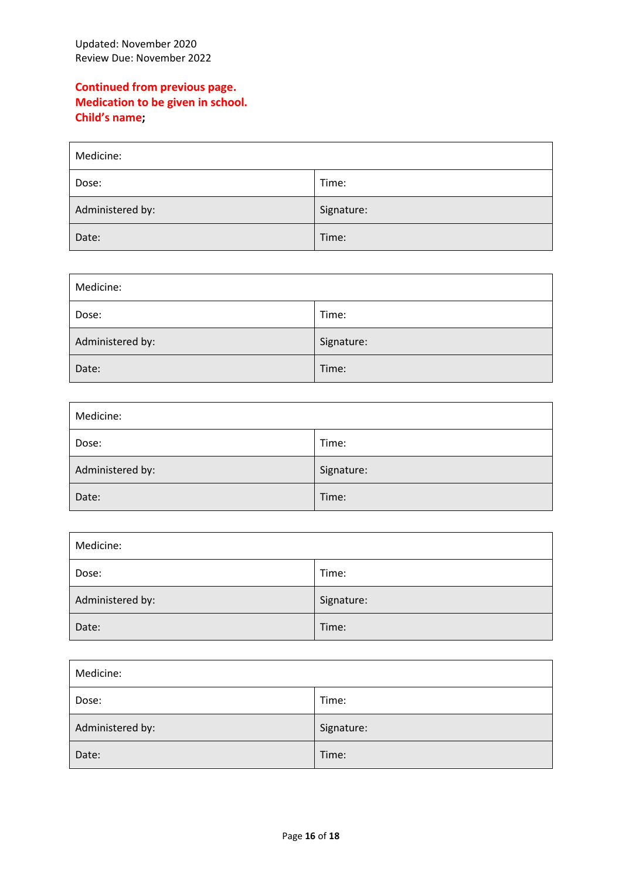Updated: November 2020
Review Due: November 2022

**Continued from previous page.**
**Medication to be given in school.**
**Child's name;**

| Medicine: | |
| --- | --- |
| Dose: | Time: |
| Administered by: | Signature: |
| Date: | Time: |

| Medicine: | |
| --- | --- |
| Dose: | Time: |
| Administered by: | Signature: |
| Date: | Time: |

| Medicine: | |
| --- | --- |
| Dose: | Time: |
| Administered by: | Signature: |
| Date: | Time: |

| Medicine: | |
| --- | --- |
| Dose: | Time: |
| Administered by: | Signature: |
| Date: | Time: |

| Medicine: | |
| --- | --- |
| Dose: | Time: |
| Administered by: | Signature: |
| Date: | Time: |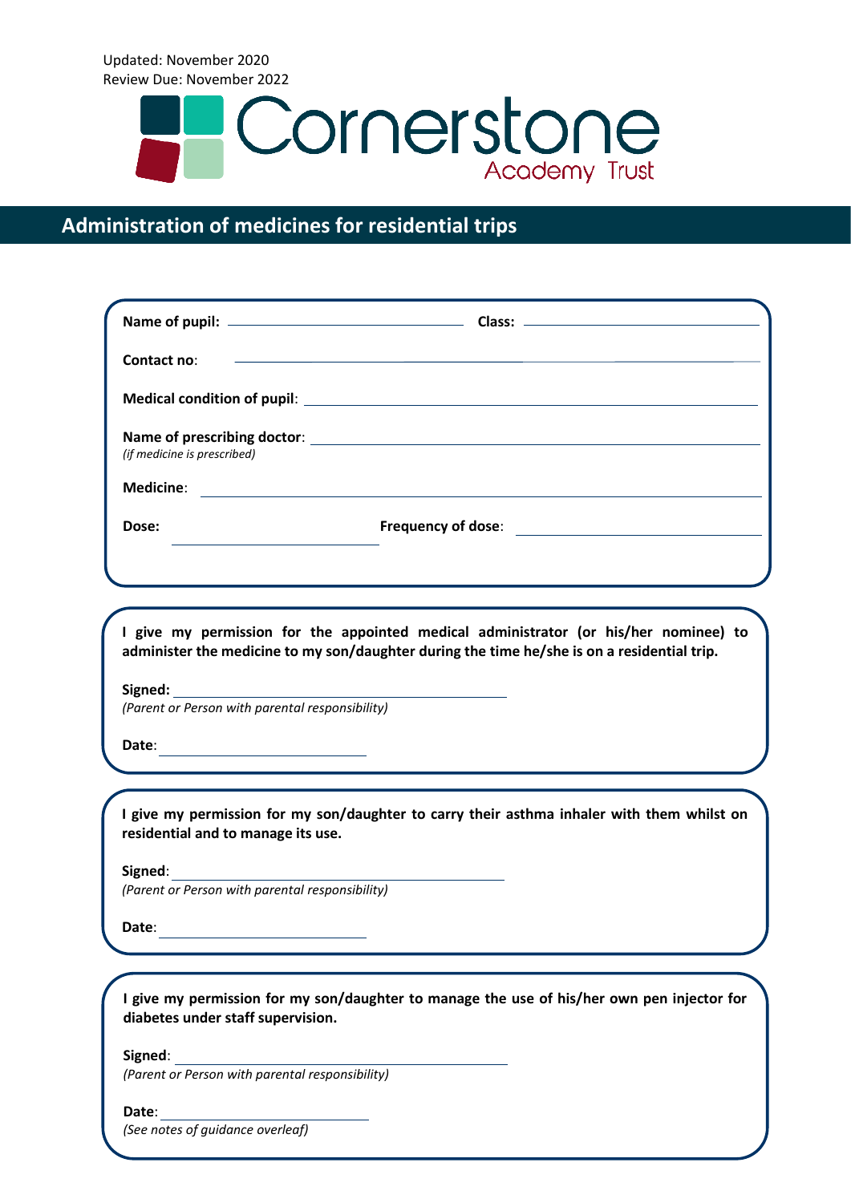Updated: November 2020
Review Due: November 2022

Cornerstone Academy Trust

# Administration of medicines for residential trips

**Name of pupil:** ______________________ **Class:** ______________________

**Contact no**: ______________________

**Medical condition of pupil**: ______________________

**Name of prescribing doctor**: ______________________
*(if medicine is prescribed)*

**Medicine**: ______________________

**Dose:** ______________________ **Frequency of dose**: ______________________

**I give my permission for the appointed medical administrator (or his/her nominee) to administer the medicine to my son/daughter during the time he/she is on a residential trip.**

**Signed:** ______________________
*(Parent or Person with parental responsibility)*

**Date**: ______________________

**I give my permission for my son/daughter to carry their asthma inhaler with them whilst on residential and to manage its use.**

**Signed**: ______________________
*(Parent or Person with parental responsibility)*

**Date**: ______________________

**I give my permission for my son/daughter to manage the use of his/her own pen injector for diabetes under staff supervision.**

**Signed**: ______________________
*(Parent or Person with parental responsibility)*

**Date**: ______________________
*(See notes of guidance overleaf)*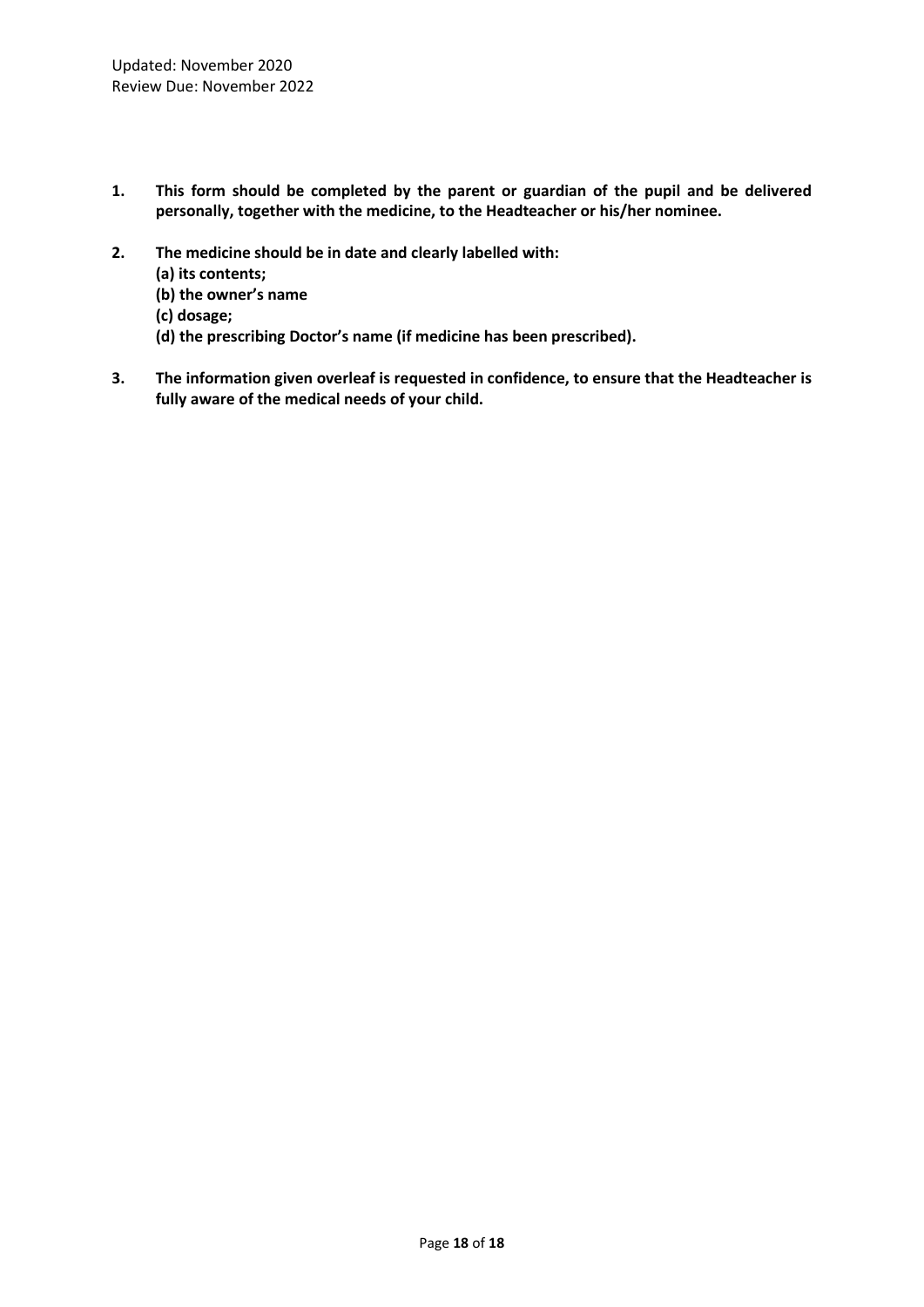1. **This form should be completed by the parent or guardian of the pupil and be delivered personally, together with the medicine, to the Headteacher or his/her nominee.**

2. **The medicine should be in date and clearly labelled with:**
   **(a) its contents;**
   **(b) the owner's name**
   **(c) dosage;**
   **(d) the prescribing Doctor's name (if medicine has been prescribed).**

3. **The information given overleaf is requested in confidence, to ensure that the Headteacher is fully aware of the medical needs of your child.**